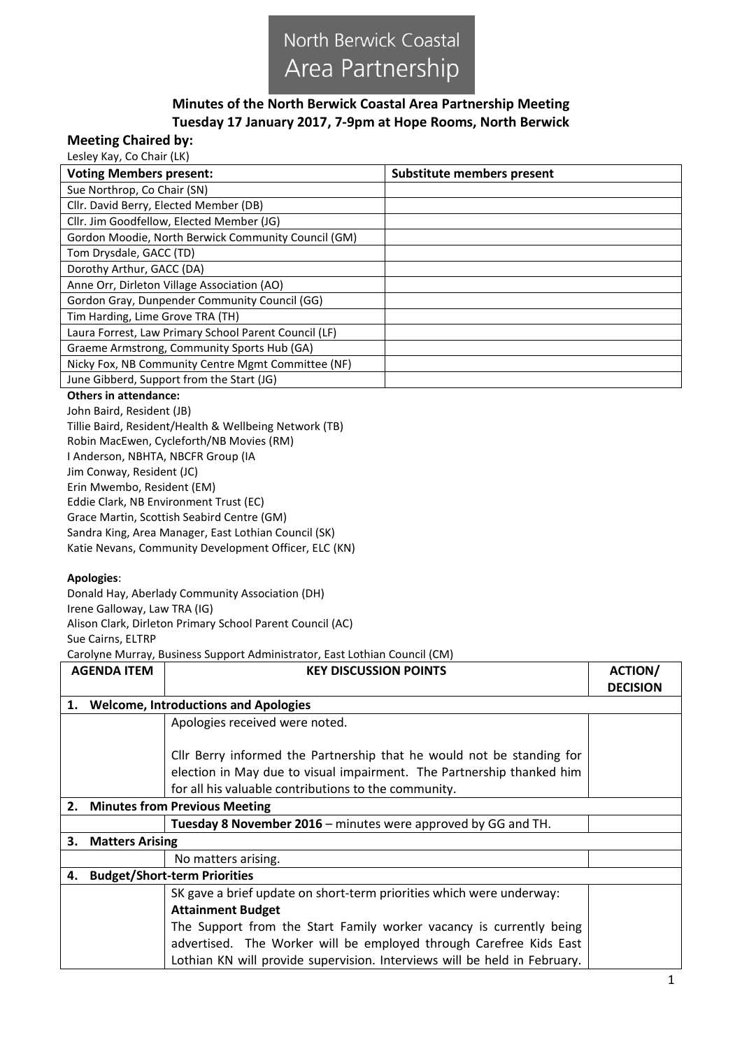# North Berwick Coastal Area Partnership

## Minutes of the North Berwick Coastal Area Partnership Meeting
## Tuesday 17 January 2017, 7-9pm at Hope Rooms, North Berwick

### Meeting Chaired by:

Lesley Kay, Co Chair (LK)

| Voting Members present: | Substitute members present |
|---|---|
| Sue Northrop, Co Chair (SN) | |
| Cllr. David Berry, Elected Member (DB) | |
| Cllr. Jim Goodfellow, Elected Member (JG) | |
| Gordon Moodie, North Berwick Community Council (GM) | |
| Tom Drysdale, GACC (TD) | |
| Dorothy Arthur, GACC (DA) | |
| Anne Orr, Dirleton Village Association (AO) | |
| Gordon Gray, Dunpender Community Council (GG) | |
| Tim Harding, Lime Grove TRA (TH) | |
| Laura Forrest, Law Primary School Parent Council (LF) | |
| Graeme Armstrong, Community Sports Hub (GA) | |
| Nicky Fox, NB Community Centre Mgmt Committee (NF) | |
| June Gibberd, Support from the Start (JG) | |

**Others in attendance:**

John Baird, Resident (JB)
Tillie Baird, Resident/Health & Wellbeing Network (TB)
Robin MacEwen, Cycleforth/NB Movies (RM)
I Anderson, NBHTA, NBCFR Group (IA
Jim Conway, Resident (JC)
Erin Mwembo, Resident (EM)
Eddie Clark, NB Environment Trust (EC)
Grace Martin, Scottish Seabird Centre (GM)
Sandra King, Area Manager, East Lothian Council (SK)
Katie Nevans, Community Development Officer, ELC (KN)

**Apologies**:

Donald Hay, Aberlady Community Association (DH)
Irene Galloway, Law TRA (IG)
Alison Clark, Dirleton Primary School Parent Council (AC)
Sue Cairns, ELTRP
Carolyne Murray, Business Support Administrator, East Lothian Council (CM)

| AGENDA ITEM | KEY DISCUSSION POINTS | ACTION/ DECISION |
|---|---|---|
| **1. Welcome, Introductions and Apologies** | | |
| | Apologies received were noted.<br><br>Cllr Berry informed the Partnership that he would not be standing for election in May due to visual impairment. The Partnership thanked him for all his valuable contributions to the community. | |
| **2. Minutes from Previous Meeting** | | |
| | **Tuesday 8 November 2016** – minutes were approved by GG and TH. | |
| **3. Matters Arising** | | |
| | No matters arising. | |
| **4. Budget/Short-term Priorities** | | |
| | SK gave a brief update on short-term priorities which were underway:<br>**Attainment Budget**<br>The Support from the Start Family worker vacancy is currently being advertised. The Worker will be employed through Carefree Kids East Lothian KN will provide supervision. Interviews will be held in February. | |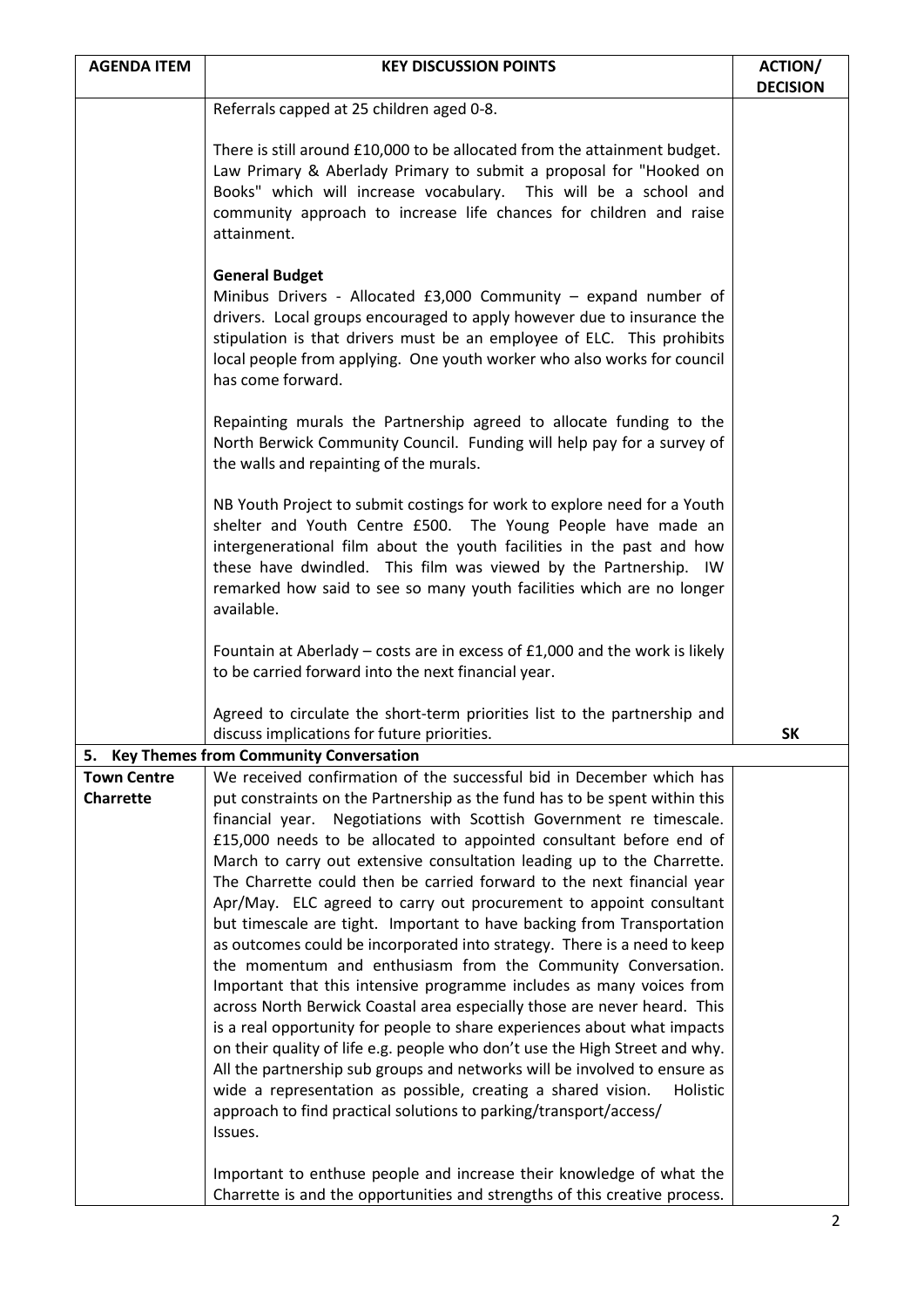| AGENDA ITEM | KEY DISCUSSION POINTS | ACTION/ DECISION |
|---|---|---|
| | Referrals capped at 25 children aged 0-8.<br><br>There is still around £10,000 to be allocated from the attainment budget. Law Primary & Aberlady Primary to submit a proposal for "Hooked on Books" which will increase vocabulary. This will be a school and community approach to increase life chances for children and raise attainment.<br><br>**General Budget**<br>Minibus Drivers - Allocated £3,000 Community – expand number of drivers. Local groups encouraged to apply however due to insurance the stipulation is that drivers must be an employee of ELC. This prohibits local people from applying. One youth worker who also works for council has come forward.<br><br>Repainting murals the Partnership agreed to allocate funding to the North Berwick Community Council. Funding will help pay for a survey of the walls and repainting of the murals.<br><br>NB Youth Project to submit costings for work to explore need for a Youth shelter and Youth Centre £500. The Young People have made an intergenerational film about the youth facilities in the past and how these have dwindled. This film was viewed by the Partnership. IW remarked how said to see so many youth facilities which are no longer available.<br><br>Fountain at Aberlady – costs are in excess of £1,000 and the work is likely to be carried forward into the next financial year.<br><br>Agreed to circulate the short-term priorities list to the partnership and discuss implications for future priorities. | **SK** |
| **5. Key Themes from Community Conversation** | | |
| **Town Centre Charrette** | We received confirmation of the successful bid in December which has put constraints on the Partnership as the fund has to be spent within this financial year. Negotiations with Scottish Government re timescale. £15,000 needs to be allocated to appointed consultant before end of March to carry out extensive consultation leading up to the Charrette. The Charrette could then be carried forward to the next financial year Apr/May. ELC agreed to carry out procurement to appoint consultant but timescale are tight. Important to have backing from Transportation as outcomes could be incorporated into strategy. There is a need to keep the momentum and enthusiasm from the Community Conversation. Important that this intensive programme includes as many voices from across North Berwick Coastal area especially those are never heard. This is a real opportunity for people to share experiences about what impacts on their quality of life e.g. people who don't use the High Street and why. All the partnership sub groups and networks will be involved to ensure as wide a representation as possible, creating a shared vision. Holistic approach to find practical solutions to parking/transport/access/ Issues.<br><br>Important to enthuse people and increase their knowledge of what the Charrette is and the opportunities and strengths of this creative process. | |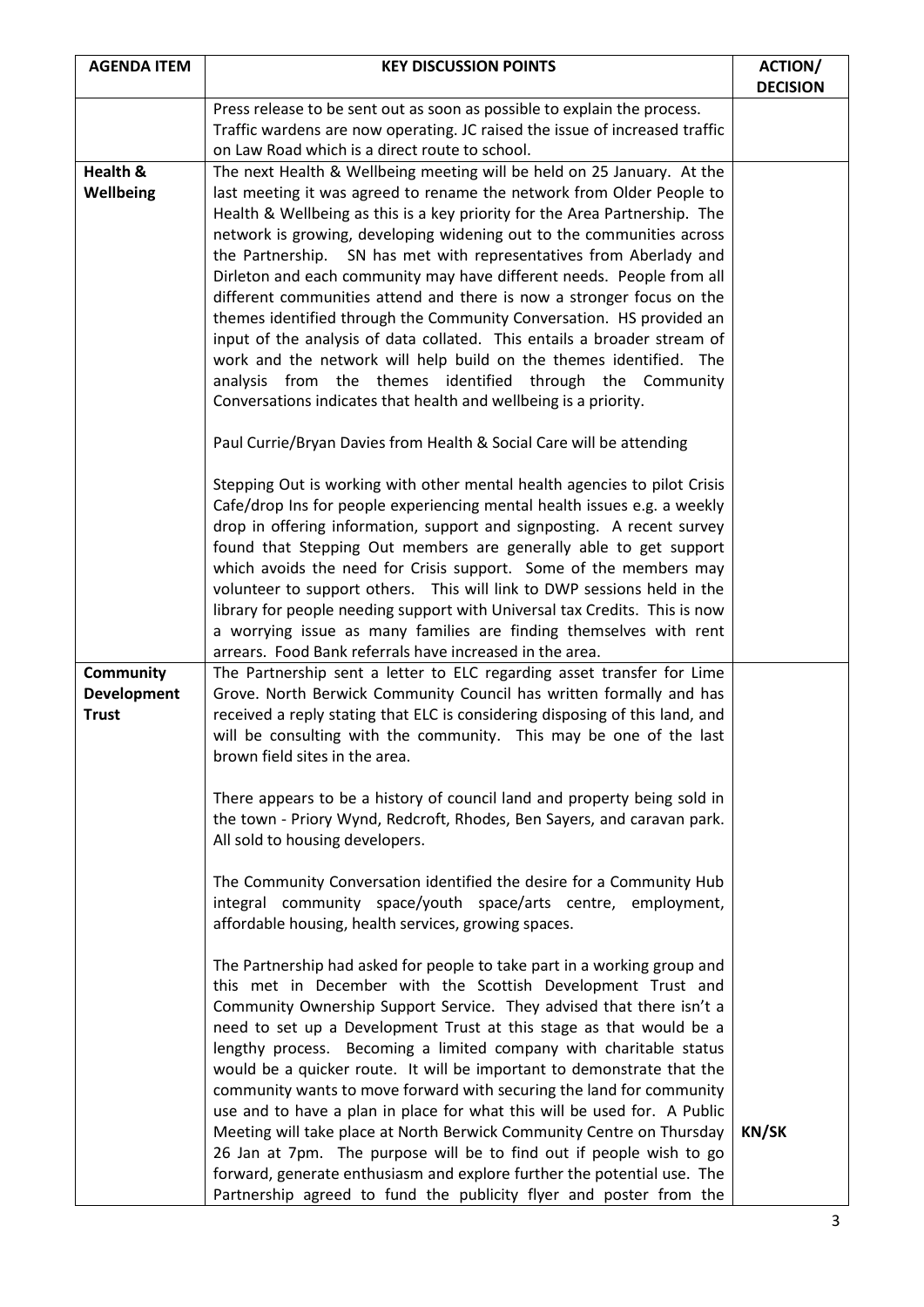| AGENDA ITEM | KEY DISCUSSION POINTS | ACTION/ DECISION |
|---|---|---|
| | Press release to be sent out as soon as possible to explain the process. Traffic wardens are now operating. JC raised the issue of increased traffic on Law Road which is a direct route to school. | |
| **Health & Wellbeing** | The next Health & Wellbeing meeting will be held on 25 January. At the last meeting it was agreed to rename the network from Older People to Health & Wellbeing as this is a key priority for the Area Partnership. The network is growing, developing widening out to the communities across the Partnership. SN has met with representatives from Aberlady and Dirleton and each community may have different needs. People from all different communities attend and there is now a stronger focus on the themes identified through the Community Conversation. HS provided an input of the analysis of data collated. This entails a broader stream of work and the network will help build on the themes identified. The analysis from the themes identified through the Community Conversations indicates that health and wellbeing is a priority.<br><br>Paul Currie/Bryan Davies from Health & Social Care will be attending<br><br>Stepping Out is working with other mental health agencies to pilot Crisis Cafe/drop Ins for people experiencing mental health issues e.g. a weekly drop in offering information, support and signposting. A recent survey found that Stepping Out members are generally able to get support which avoids the need for Crisis support. Some of the members may volunteer to support others. This will link to DWP sessions held in the library for people needing support with Universal tax Credits. This is now a worrying issue as many families are finding themselves with rent arrears. Food Bank referrals have increased in the area. | |
| **Community Development Trust** | The Partnership sent a letter to ELC regarding asset transfer for Lime Grove. North Berwick Community Council has written formally and has received a reply stating that ELC is considering disposing of this land, and will be consulting with the community. This may be one of the last brown field sites in the area.<br><br>There appears to be a history of council land and property being sold in the town - Priory Wynd, Redcroft, Rhodes, Ben Sayers, and caravan park. All sold to housing developers.<br><br>The Community Conversation identified the desire for a Community Hub integral community space/youth space/arts centre, employment, affordable housing, health services, growing spaces.<br><br>The Partnership had asked for people to take part in a working group and this met in December with the Scottish Development Trust and Community Ownership Support Service. They advised that there isn't a need to set up a Development Trust at this stage as that would be a lengthy process. Becoming a limited company with charitable status would be a quicker route. It will be important to demonstrate that the community wants to move forward with securing the land for community use and to have a plan in place for what this will be used for. A Public Meeting will take place at North Berwick Community Centre on Thursday 26 Jan at 7pm. The purpose will be to find out if people wish to go forward, generate enthusiasm and explore further the potential use. The Partnership agreed to fund the publicity flyer and poster from the | **KN/SK** |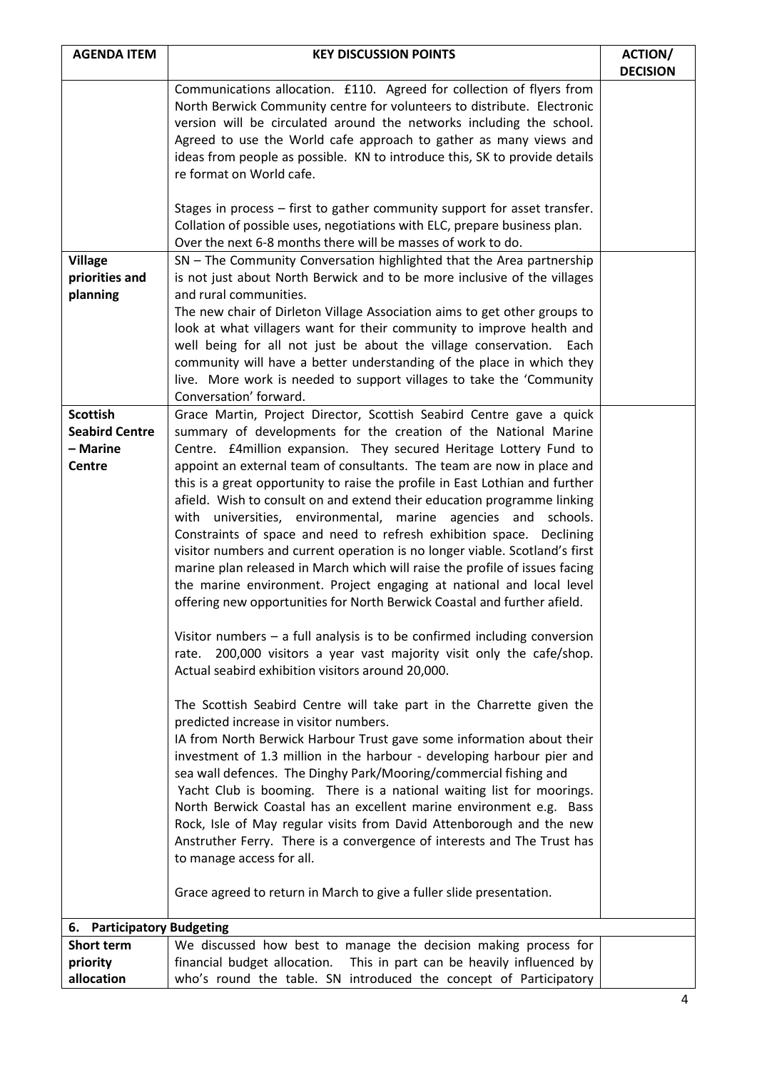| AGENDA ITEM | KEY DISCUSSION POINTS | ACTION/ DECISION |
|---|---|---|
| | Communications allocation. £110. Agreed for collection of flyers from North Berwick Community centre for volunteers to distribute. Electronic version will be circulated around the networks including the school. Agreed to use the World cafe approach to gather as many views and ideas from people as possible. KN to introduce this, SK to provide details re format on World cafe.<br><br>Stages in process – first to gather community support for asset transfer. Collation of possible uses, negotiations with ELC, prepare business plan. Over the next 6-8 months there will be masses of work to do. | |
| **Village priorities and planning** | SN – The Community Conversation highlighted that the Area partnership is not just about North Berwick and to be more inclusive of the villages and rural communities.<br>The new chair of Dirleton Village Association aims to get other groups to look at what villagers want for their community to improve health and well being for all not just be about the village conservation. Each community will have a better understanding of the place in which they live. More work is needed to support villages to take the 'Community Conversation' forward. | |
| **Scottish Seabird Centre – Marine Centre** | Grace Martin, Project Director, Scottish Seabird Centre gave a quick summary of developments for the creation of the National Marine Centre. £4million expansion. They secured Heritage Lottery Fund to appoint an external team of consultants. The team are now in place and this is a great opportunity to raise the profile in East Lothian and further afield. Wish to consult on and extend their education programme linking with universities, environmental, marine agencies and schools. Constraints of space and need to refresh exhibition space. Declining visitor numbers and current operation is no longer viable. Scotland's first marine plan released in March which will raise the profile of issues facing the marine environment. Project engaging at national and local level offering new opportunities for North Berwick Coastal and further afield.<br><br>Visitor numbers – a full analysis is to be confirmed including conversion rate. 200,000 visitors a year vast majority visit only the cafe/shop. Actual seabird exhibition visitors around 20,000.<br><br>The Scottish Seabird Centre will take part in the Charrette given the predicted increase in visitor numbers.<br>IA from North Berwick Harbour Trust gave some information about their investment of 1.3 million in the harbour - developing harbour pier and sea wall defences. The Dinghy Park/Mooring/commercial fishing and Yacht Club is booming. There is a national waiting list for moorings. North Berwick Coastal has an excellent marine environment e.g. Bass Rock, Isle of May regular visits from David Attenborough and the new Anstruther Ferry. There is a convergence of interests and The Trust has to manage access for all.<br><br>Grace agreed to return in March to give a fuller slide presentation. | |
| **6. Participatory Budgeting** | | |
| **Short term priority allocation** | We discussed how best to manage the decision making process for financial budget allocation. This in part can be heavily influenced by who's round the table. SN introduced the concept of Participatory | |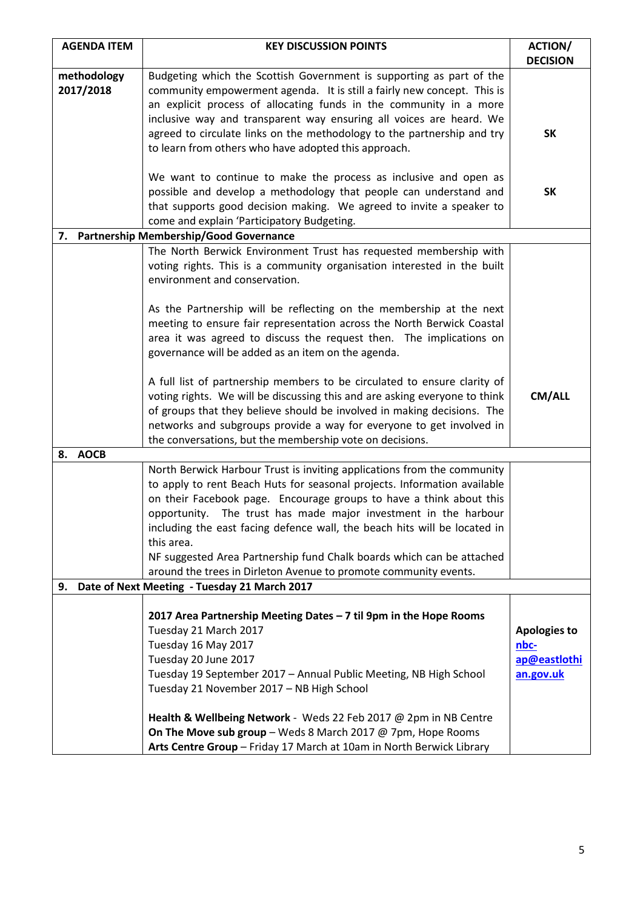| AGENDA ITEM | KEY DISCUSSION POINTS | ACTION/ DECISION |
|---|---|---|
| **methodology 2017/2018** | Budgeting which the Scottish Government is supporting as part of the community empowerment agenda. It is still a fairly new concept. This is an explicit process of allocating funds in the community in a more inclusive way and transparent way ensuring all voices are heard. We agreed to circulate links on the methodology to the partnership and try to learn from others who have adopted this approach. | **SK** |
| | We want to continue to make the process as inclusive and open as possible and develop a methodology that people can understand and that supports good decision making. We agreed to invite a speaker to come and explain 'Participatory Budgeting. | **SK** |
| **7. Partnership Membership/Good Governance** | | |
| | The North Berwick Environment Trust has requested membership with voting rights. This is a community organisation interested in the built environment and conservation.<br><br>As the Partnership will be reflecting on the membership at the next meeting to ensure fair representation across the North Berwick Coastal area it was agreed to discuss the request then. The implications on governance will be added as an item on the agenda.<br><br>A full list of partnership members to be circulated to ensure clarity of voting rights. We will be discussing this and are asking everyone to think of groups that they believe should be involved in making decisions. The networks and subgroups provide a way for everyone to get involved in the conversations, but the membership vote on decisions. | **CM/ALL** |
| **8. AOCB** | | |
| | North Berwick Harbour Trust is inviting applications from the community to apply to rent Beach Huts for seasonal projects. Information available on their Facebook page. Encourage groups to have a think about this opportunity. The trust has made major investment in the harbour including the east facing defence wall, the beach hits will be located in this area.<br>NF suggested Area Partnership fund Chalk boards which can be attached around the trees in Dirleton Avenue to promote community events. | |
| **9. Date of Next Meeting - Tuesday 21 March 2017** | | |
| | **2017 Area Partnership Meeting Dates – 7 til 9pm in the Hope Rooms**<br>Tuesday 21 March 2017<br>Tuesday 16 May 2017<br>Tuesday 20 June 2017<br>Tuesday 19 September 2017 – Annual Public Meeting, NB High School<br>Tuesday 21 November 2017 – NB High School<br><br>**Health & Wellbeing Network** - Weds 22 Feb 2017 @ 2pm in NB Centre<br>**On The Move sub group** – Weds 8 March 2017 @ 7pm, Hope Rooms<br>**Arts Centre Group** – Friday 17 March at 10am in North Berwick Library | **Apologies to nbc-ap@eastlothian.gov.uk** |